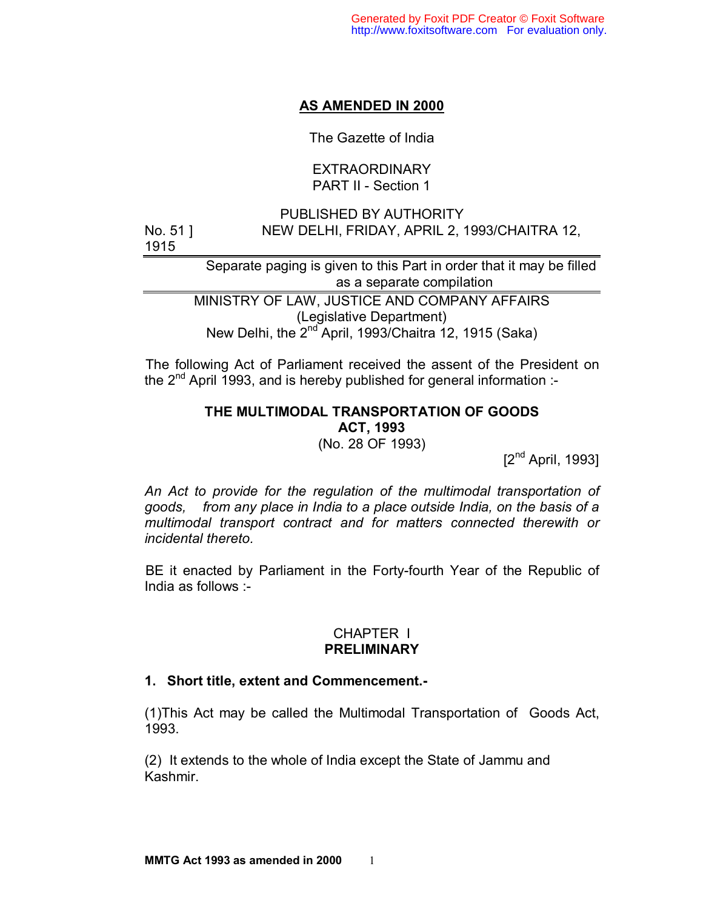**AS AMENDED IN 2000**

The Gazette of India

EXTRAORDINARY
PART II - Section 1

PUBLISHED BY AUTHORITY

No. 51 ] NEW DELHI, FRIDAY, APRIL 2, 1993/CHAITRA 12, 1915

Separate paging is given to this Part in order that it may be filled as a separate compilation

MINISTRY OF LAW, JUSTICE AND COMPANY AFFAIRS
(Legislative Department)
New Delhi, the 2nd April, 1993/Chaitra 12, 1915 (Saka)

The following Act of Parliament received the assent of the President on the 2nd April 1993, and is hereby published for general information :-

# THE MULTIMODAL TRANSPORTATION OF GOODS ACT, 1993

(No. 28 OF 1993)

[2nd April, 1993]

*An Act to provide for the regulation of the multimodal transportation of goods, from any place in India to a place outside India, on the basis of a multimodal transport contract and for matters connected therewith or incidental thereto.*

BE it enacted by Parliament in the Forty-fourth Year of the Republic of India as follows :-

## CHAPTER I
## PRELIMINARY

### 1. Short title, extent and Commencement.-

(1)This Act may be called the Multimodal Transportation of Goods Act, 1993.

(2) It extends to the whole of India except the State of Jammu and Kashmir.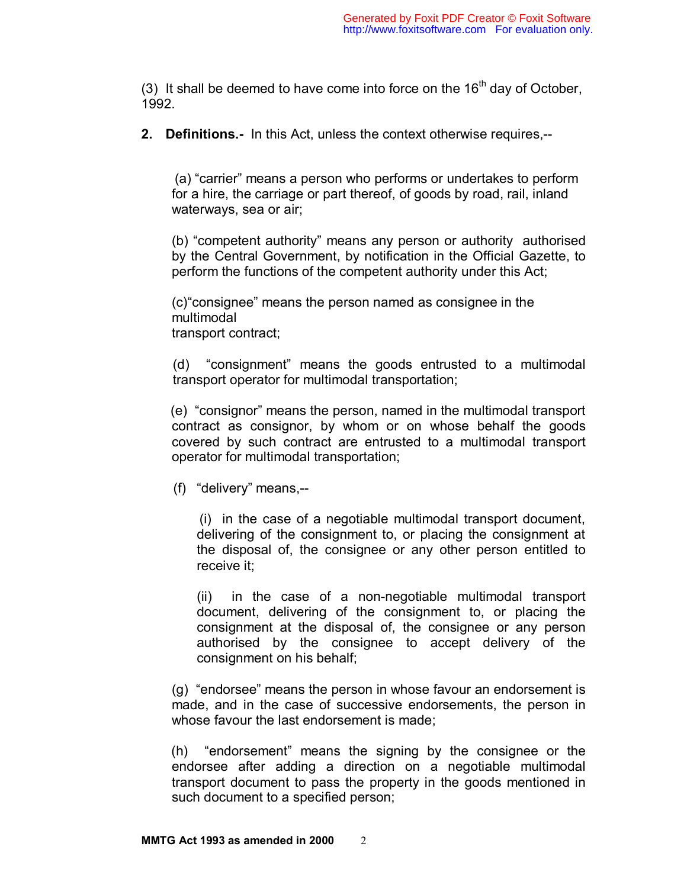(3) It shall be deemed to have come into force on the 16th day of October, 1992.

**2. Definitions.-** In this Act, unless the context otherwise requires,--

(a) "carrier" means a person who performs or undertakes to perform for a hire, the carriage or part thereof, of goods by road, rail, inland waterways, sea or air;

(b) "competent authority" means any person or authority authorised by the Central Government, by notification in the Official Gazette, to perform the functions of the competent authority under this Act;

(c) "consignee" means the person named as consignee in the multimodal transport contract;

(d) "consignment" means the goods entrusted to a multimodal transport operator for multimodal transportation;

(e) "consignor" means the person, named in the multimodal transport contract as consignor, by whom or on whose behalf the goods covered by such contract are entrusted to a multimodal transport operator for multimodal transportation;

(f) "delivery" means,--

(i) in the case of a negotiable multimodal transport document, delivering of the consignment to, or placing the consignment at the disposal of, the consignee or any other person entitled to receive it;

(ii) in the case of a non-negotiable multimodal transport document, delivering of the consignment to, or placing the consignment at the disposal of, the consignee or any person authorised by the consignee to accept delivery of the consignment on his behalf;

(g) "endorsee" means the person in whose favour an endorsement is made, and in the case of successive endorsements, the person in whose favour the last endorsement is made;

(h) "endorsement" means the signing by the consignee or the endorsee after adding a direction on a negotiable multimodal transport document to pass the property in the goods mentioned in such document to a specified person;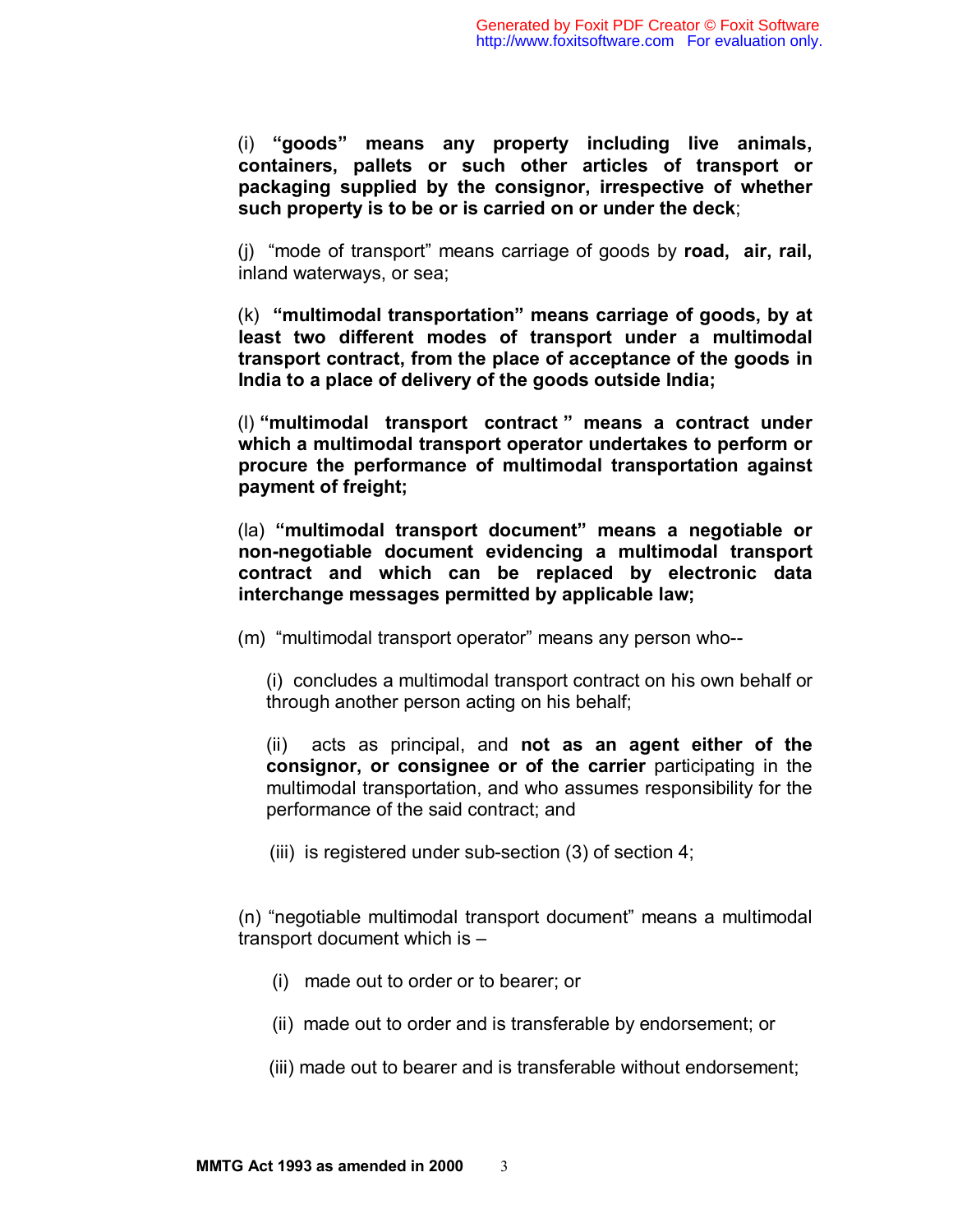(i) **"goods" means any property including live animals, containers, pallets or such other articles of transport or packaging supplied by the consignor, irrespective of whether such property is to be or is carried on or under the deck**;

(j) "mode of transport" means carriage of goods by **road, air, rail,** inland waterways, or sea;

(k) **"multimodal transportation" means carriage of goods, by at least two different modes of transport under a multimodal transport contract, from the place of acceptance of the goods in India to a place of delivery of the goods outside India;**

(l) **"multimodal transport contract " means a contract under which a multimodal transport operator undertakes to perform or procure the performance of multimodal transportation against payment of freight;**

(la) **"multimodal transport document" means a negotiable or non-negotiable document evidencing a multimodal transport contract and which can be replaced by electronic data interchange messages permitted by applicable law;**

(m) "multimodal transport operator" means any person who--

(i) concludes a multimodal transport contract on his own behalf or through another person acting on his behalf;

(ii) acts as principal, and **not as an agent either of the consignor, or consignee or of the carrier** participating in the multimodal transportation, and who assumes responsibility for the performance of the said contract; and

(iii) is registered under sub-section (3) of section 4;

(n) "negotiable multimodal transport document" means a multimodal transport document which is –

(i) made out to order or to bearer; or

(ii) made out to order and is transferable by endorsement; or

(iii) made out to bearer and is transferable without endorsement;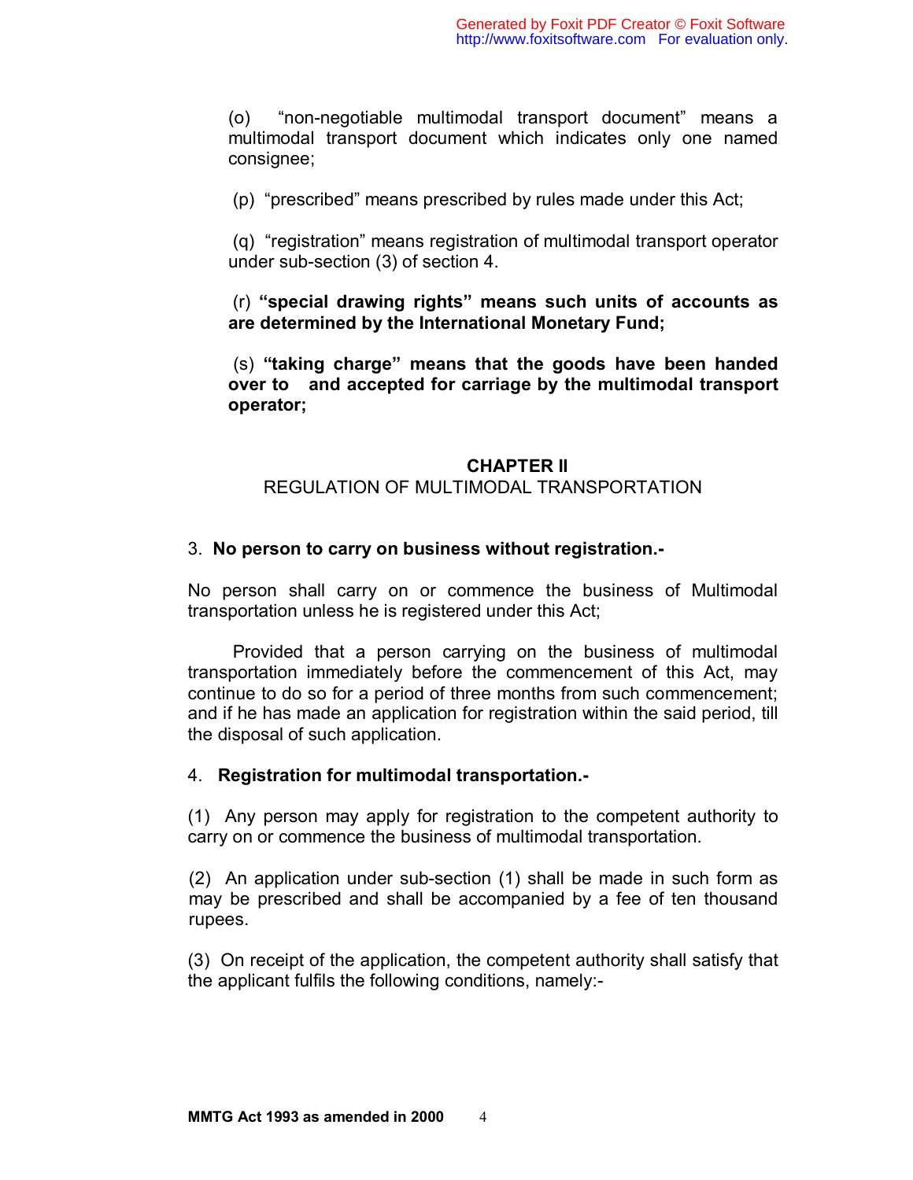(o) "non-negotiable multimodal transport document" means a multimodal transport document which indicates only one named consignee;

(p) "prescribed" means prescribed by rules made under this Act;

(q) "registration" means registration of multimodal transport operator under sub-section (3) of section 4.

(r) **"special drawing rights" means such units of accounts as are determined by the International Monetary Fund;**

(s) **"taking charge" means that the goods have been handed over to and accepted for carriage by the multimodal transport operator;**

## CHAPTER II

REGULATION OF MULTIMODAL TRANSPORTATION

3. **No person to carry on business without registration.-**

No person shall carry on or commence the business of Multimodal transportation unless he is registered under this Act;

Provided that a person carrying on the business of multimodal transportation immediately before the commencement of this Act, may continue to do so for a period of three months from such commencement; and if he has made an application for registration within the said period, till the disposal of such application.

4. **Registration for multimodal transportation.-**

(1) Any person may apply for registration to the competent authority to carry on or commence the business of multimodal transportation.

(2) An application under sub-section (1) shall be made in such form as may be prescribed and shall be accompanied by a fee of ten thousand rupees.

(3) On receipt of the application, the competent authority shall satisfy that the applicant fulfils the following conditions, namely:-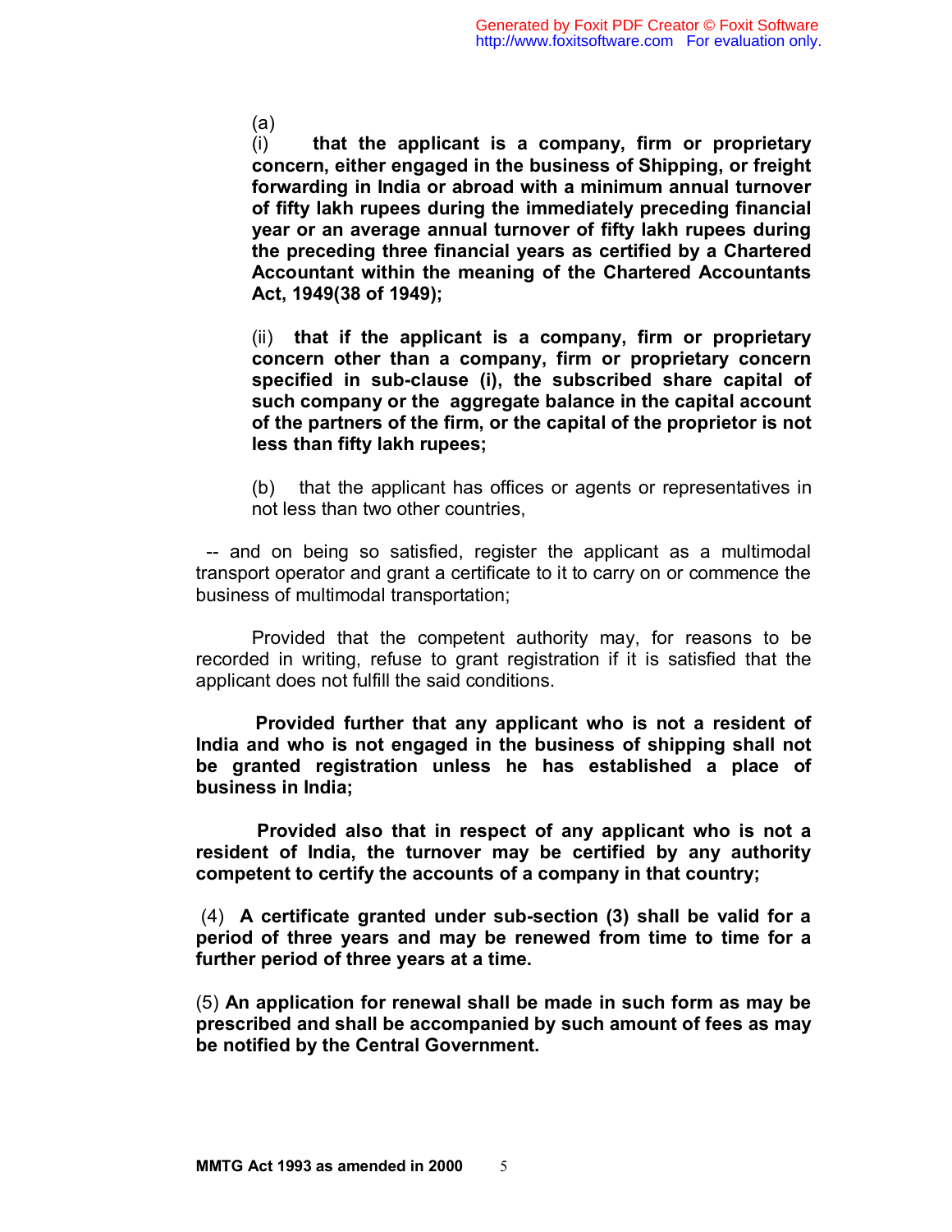(a)

(i) **that the applicant is a company, firm or proprietary concern, either engaged in the business of Shipping, or freight forwarding in India or abroad with a minimum annual turnover of fifty lakh rupees during the immediately preceding financial year or an average annual turnover of fifty lakh rupees during the preceding three financial years as certified by a Chartered Accountant within the meaning of the Chartered Accountants Act, 1949(38 of 1949);**

(ii) **that if the applicant is a company, firm or proprietary concern other than a company, firm or proprietary concern specified in sub-clause (i), the subscribed share capital of such company or the aggregate balance in the capital account of the partners of the firm, or the capital of the proprietor is not less than fifty lakh rupees;**

(b) that the applicant has offices or agents or representatives in not less than two other countries,

-- and on being so satisfied, register the applicant as a multimodal transport operator and grant a certificate to it to carry on or commence the business of multimodal transportation;

Provided that the competent authority may, for reasons to be recorded in writing, refuse to grant registration if it is satisfied that the applicant does not fulfill the said conditions.

**Provided further that any applicant who is not a resident of India and who is not engaged in the business of shipping shall not be granted registration unless he has established a place of business in India;**

**Provided also that in respect of any applicant who is not a resident of India, the turnover may be certified by any authority competent to certify the accounts of a company in that country;**

(4) **A certificate granted under sub-section (3) shall be valid for a period of three years and may be renewed from time to time for a further period of three years at a time.**

(5) **An application for renewal shall be made in such form as may be prescribed and shall be accompanied by such amount of fees as may be notified by the Central Government.**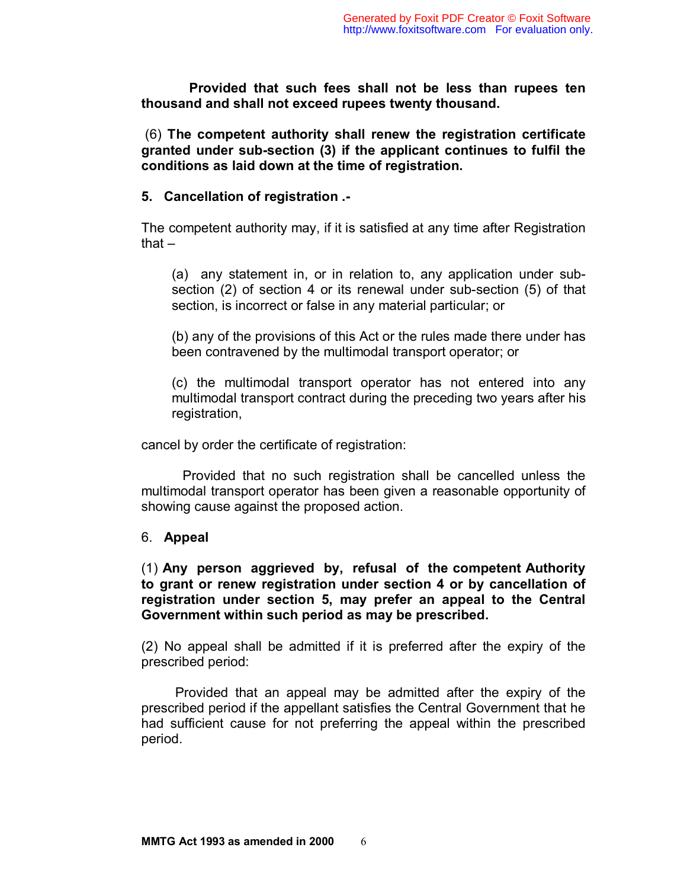**Provided that such fees shall not be less than rupees ten thousand and shall not exceed rupees twenty thousand.**

(6) **The competent authority shall renew the registration certificate granted under sub-section (3) if the applicant continues to fulfil the conditions as laid down at the time of registration.**

**5. Cancellation of registration .-**

The competent authority may, if it is satisfied at any time after Registration that –

(a) any statement in, or in relation to, any application under sub-section (2) of section 4 or its renewal under sub-section (5) of that section, is incorrect or false in any material particular; or

(b) any of the provisions of this Act or the rules made there under has been contravened by the multimodal transport operator; or

(c) the multimodal transport operator has not entered into any multimodal transport contract during the preceding two years after his registration,

cancel by order the certificate of registration:

Provided that no such registration shall be cancelled unless the multimodal transport operator has been given a reasonable opportunity of showing cause against the proposed action.

6. **Appeal**

(1) **Any person aggrieved by, refusal of the competent Authority to grant or renew registration under section 4 or by cancellation of registration under section 5, may prefer an appeal to the Central Government within such period as may be prescribed.**

(2) No appeal shall be admitted if it is preferred after the expiry of the prescribed period:

Provided that an appeal may be admitted after the expiry of the prescribed period if the appellant satisfies the Central Government that he had sufficient cause for not preferring the appeal within the prescribed period.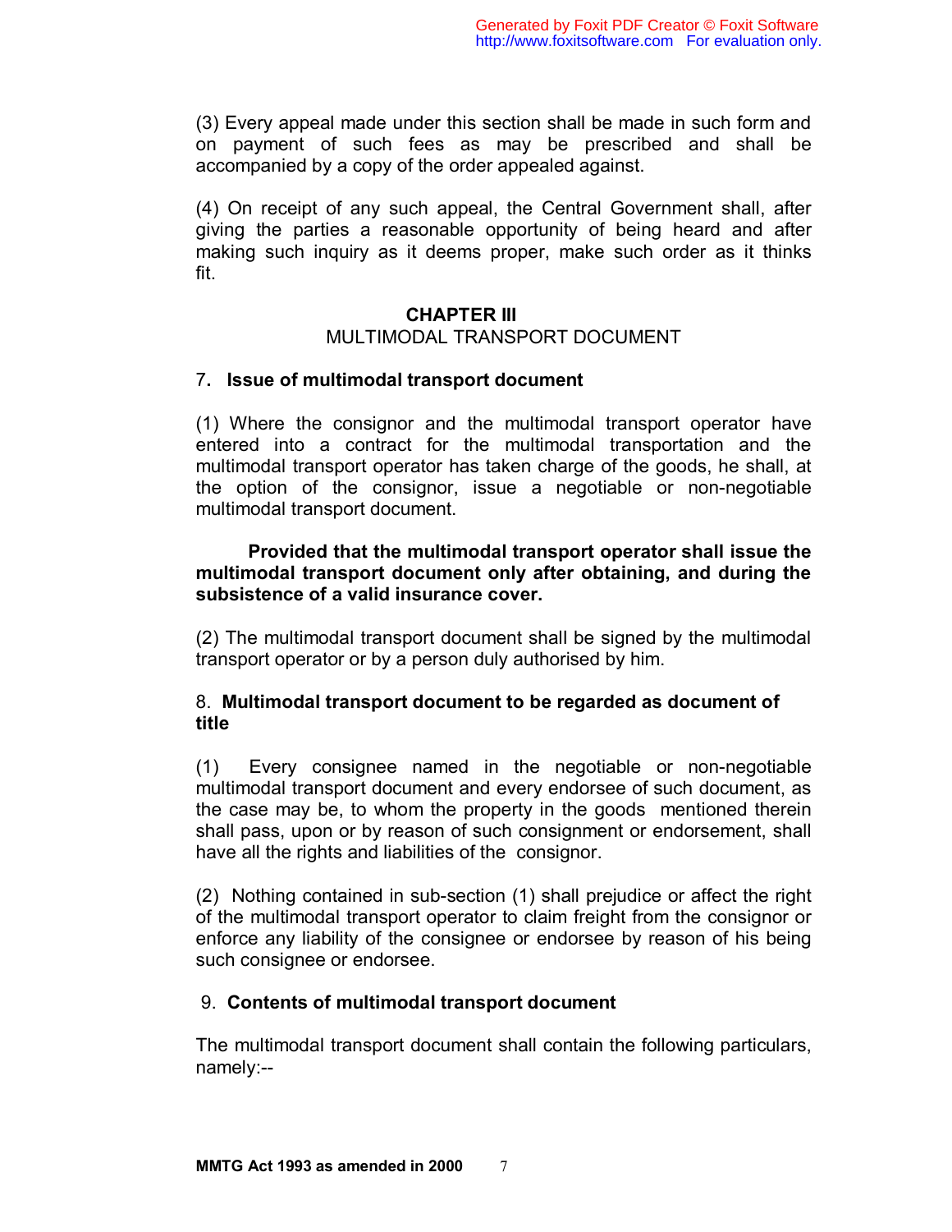(3) Every appeal made under this section shall be made in such form and on payment of such fees as may be prescribed and shall be accompanied by a copy of the order appealed against.

(4) On receipt of any such appeal, the Central Government shall, after giving the parties a reasonable opportunity of being heard and after making such inquiry as it deems proper, make such order as it thinks fit.

## CHAPTER III

## MULTIMODAL TRANSPORT DOCUMENT

### 7. Issue of multimodal transport document

(1) Where the consignor and the multimodal transport operator have entered into a contract for the multimodal transportation and the multimodal transport operator has taken charge of the goods, he shall, at the option of the consignor, issue a negotiable or non-negotiable multimodal transport document.

**Provided that the multimodal transport operator shall issue the multimodal transport document only after obtaining, and during the subsistence of a valid insurance cover.**

(2) The multimodal transport document shall be signed by the multimodal transport operator or by a person duly authorised by him.

### 8. Multimodal transport document to be regarded as document of title

(1) Every consignee named in the negotiable or non-negotiable multimodal transport document and every endorsee of such document, as the case may be, to whom the property in the goods mentioned therein shall pass, upon or by reason of such consignment or endorsement, shall have all the rights and liabilities of the consignor.

(2) Nothing contained in sub-section (1) shall prejudice or affect the right of the multimodal transport operator to claim freight from the consignor or enforce any liability of the consignee or endorsee by reason of his being such consignee or endorsee.

### 9. Contents of multimodal transport document

The multimodal transport document shall contain the following particulars, namely:--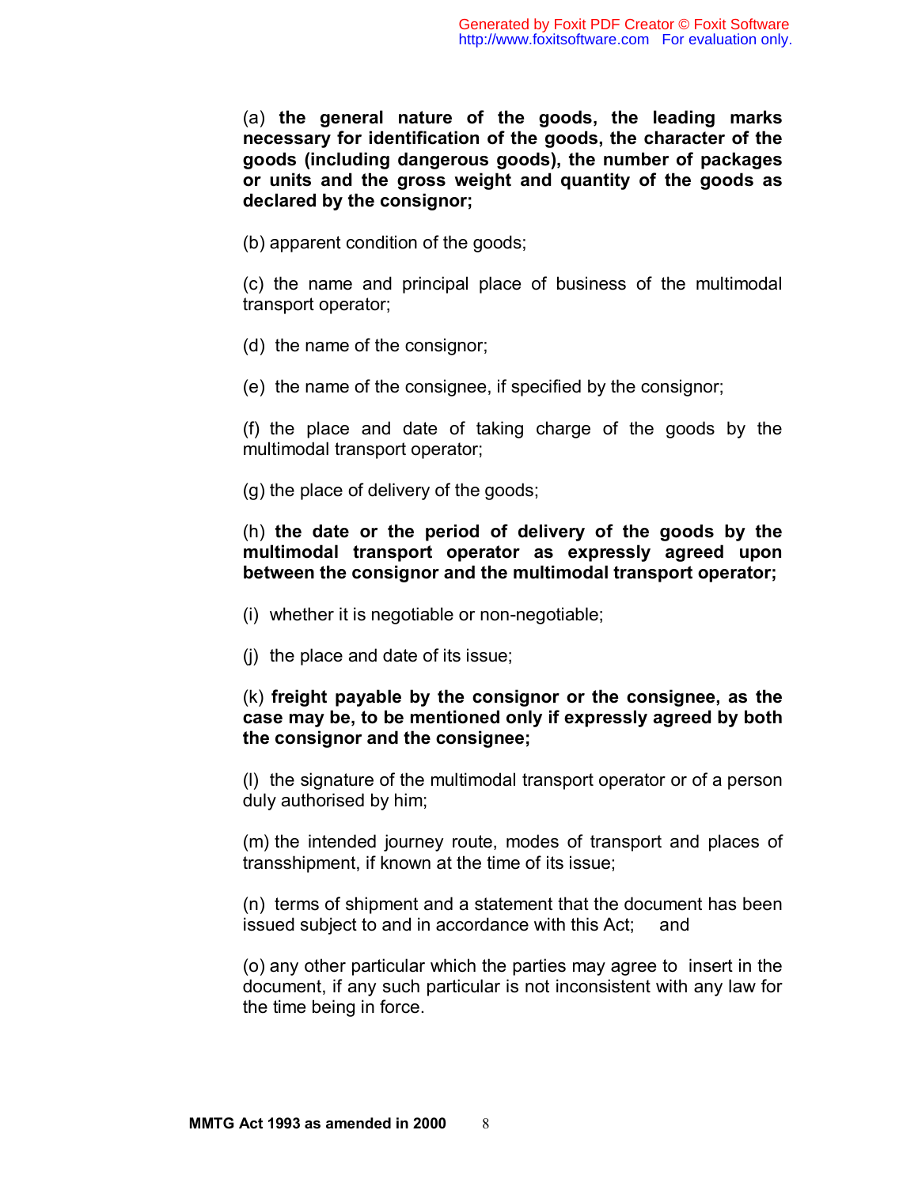(a) **the general nature of the goods, the leading marks necessary for identification of the goods, the character of the goods (including dangerous goods), the number of packages or units and the gross weight and quantity of the goods as declared by the consignor;**

(b) apparent condition of the goods;

(c) the name and principal place of business of the multimodal transport operator;

(d) the name of the consignor;

(e) the name of the consignee, if specified by the consignor;

(f) the place and date of taking charge of the goods by the multimodal transport operator;

(g) the place of delivery of the goods;

(h) **the date or the period of delivery of the goods by the multimodal transport operator as expressly agreed upon between the consignor and the multimodal transport operator;**

(i) whether it is negotiable or non-negotiable;

(j) the place and date of its issue;

(k) **freight payable by the consignor or the consignee, as the case may be, to be mentioned only if expressly agreed by both the consignor and the consignee;**

(l) the signature of the multimodal transport operator or of a person duly authorised by him;

(m) the intended journey route, modes of transport and places of transshipment, if known at the time of its issue;

(n) terms of shipment and a statement that the document has been issued subject to and in accordance with this Act; and

(o) any other particular which the parties may agree to insert in the document, if any such particular is not inconsistent with any law for the time being in force.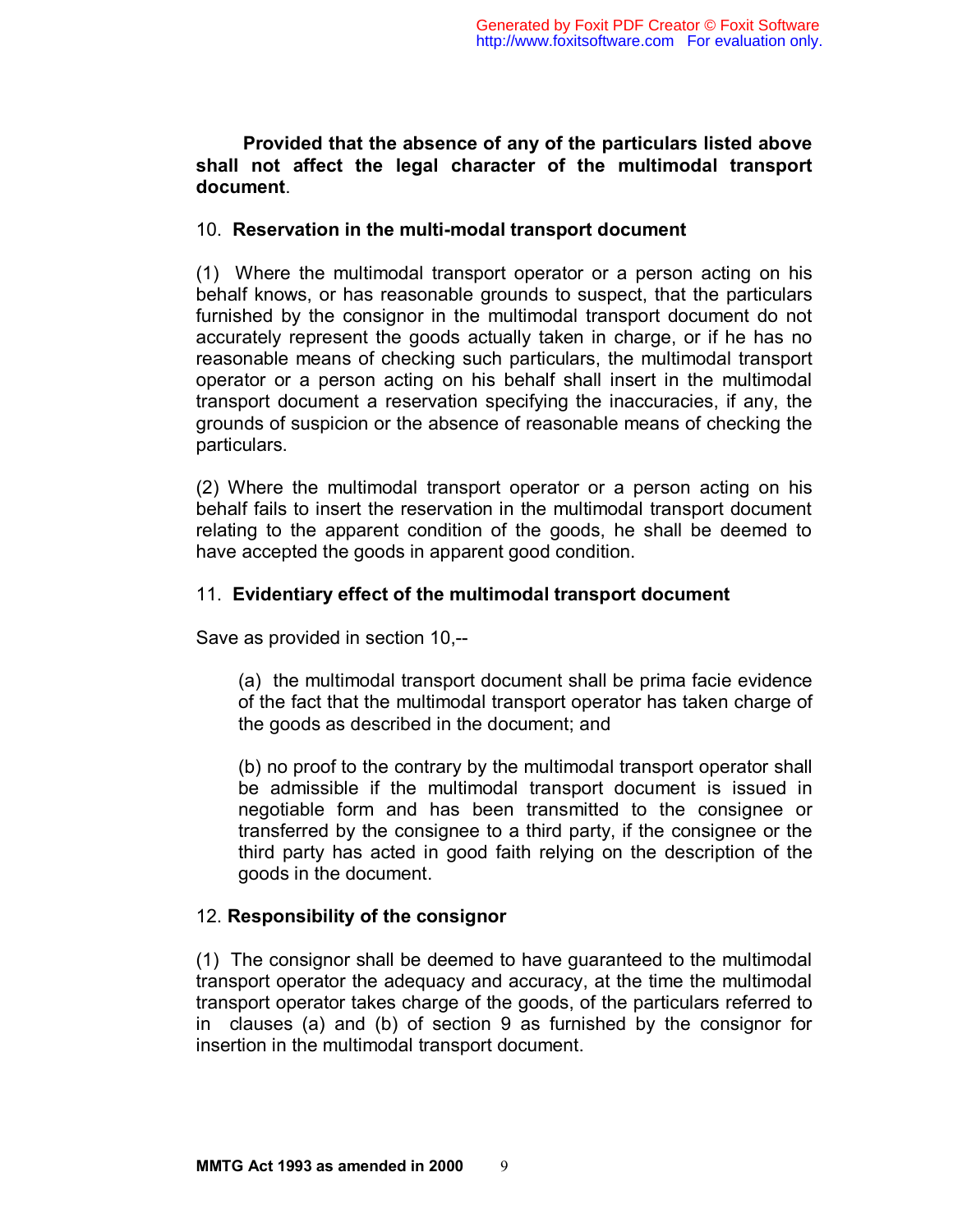**Provided that the absence of any of the particulars listed above shall not affect the legal character of the multimodal transport document**.

### 10. **Reservation in the multi-modal transport document**

(1) Where the multimodal transport operator or a person acting on his behalf knows, or has reasonable grounds to suspect, that the particulars furnished by the consignor in the multimodal transport document do not accurately represent the goods actually taken in charge, or if he has no reasonable means of checking such particulars, the multimodal transport operator or a person acting on his behalf shall insert in the multimodal transport document a reservation specifying the inaccuracies, if any, the grounds of suspicion or the absence of reasonable means of checking the particulars.

(2) Where the multimodal transport operator or a person acting on his behalf fails to insert the reservation in the multimodal transport document relating to the apparent condition of the goods, he shall be deemed to have accepted the goods in apparent good condition.

### 11. **Evidentiary effect of the multimodal transport document**

Save as provided in section 10,--

> (a) the multimodal transport document shall be prima facie evidence of the fact that the multimodal transport operator has taken charge of the goods as described in the document; and
>
> (b) no proof to the contrary by the multimodal transport operator shall be admissible if the multimodal transport document is issued in negotiable form and has been transmitted to the consignee or transferred by the consignee to a third party, if the consignee or the third party has acted in good faith relying on the description of the goods in the document.

### 12. **Responsibility of the consignor**

(1) The consignor shall be deemed to have guaranteed to the multimodal transport operator the adequacy and accuracy, at the time the multimodal transport operator takes charge of the goods, of the particulars referred to in clauses (a) and (b) of section 9 as furnished by the consignor for insertion in the multimodal transport document.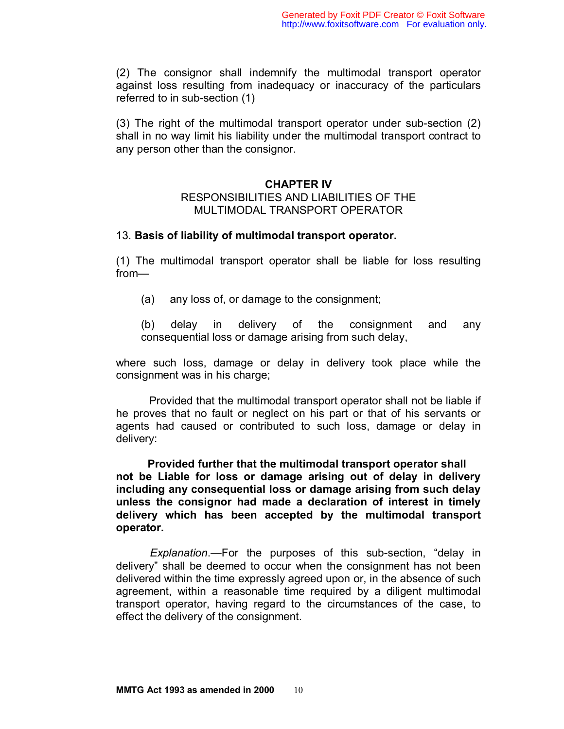(2) The consignor shall indemnify the multimodal transport operator against loss resulting from inadequacy or inaccuracy of the particulars referred to in sub-section (1)

(3) The right of the multimodal transport operator under sub-section (2) shall in no way limit his liability under the multimodal transport contract to any person other than the consignor.

## CHAPTER IV

### RESPONSIBILITIES AND LIABILITIES OF THE MULTIMODAL TRANSPORT OPERATOR

13. **Basis of liability of multimodal transport operator.**

(1) The multimodal transport operator shall be liable for loss resulting from—

(a) any loss of, or damage to the consignment;

(b) delay in delivery of the consignment and any consequential loss or damage arising from such delay,

where such loss, damage or delay in delivery took place while the consignment was in his charge;

Provided that the multimodal transport operator shall not be liable if he proves that no fault or neglect on his part or that of his servants or agents had caused or contributed to such loss, damage or delay in delivery:

**Provided further that the multimodal transport operator shall not be Liable for loss or damage arising out of delay in delivery including any consequential loss or damage arising from such delay unless the consignor had made a declaration of interest in timely delivery which has been accepted by the multimodal transport operator.**

*Explanation*.—For the purposes of this sub-section, "delay in delivery" shall be deemed to occur when the consignment has not been delivered within the time expressly agreed upon or, in the absence of such agreement, within a reasonable time required by a diligent multimodal transport operator, having regard to the circumstances of the case, to effect the delivery of the consignment.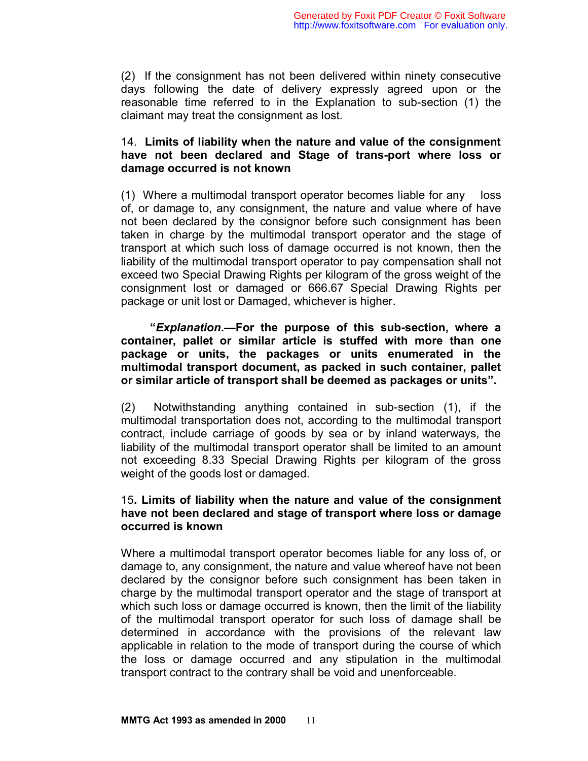(2) If the consignment has not been delivered within ninety consecutive days following the date of delivery expressly agreed upon or the reasonable time referred to in the Explanation to sub-section (1) the claimant may treat the consignment as lost.

14. **Limits of liability when the nature and value of the consignment have not been declared and Stage of trans-port where loss or damage occurred is not known**

(1) Where a multimodal transport operator becomes liable for any loss of, or damage to, any consignment, the nature and value where of have not been declared by the consignor before such consignment has been taken in charge by the multimodal transport operator and the stage of transport at which such loss of damage occurred is not known, then the liability of the multimodal transport operator to pay compensation shall not exceed two Special Drawing Rights per kilogram of the gross weight of the consignment lost or damaged or 666.67 Special Drawing Rights per package or unit lost or Damaged, whichever is higher.

**"*Explanation*.—For the purpose of this sub-section, where a container, pallet or similar article is stuffed with more than one package or units, the packages or units enumerated in the multimodal transport document, as packed in such container, pallet or similar article of transport shall be deemed as packages or units".**

(2) Notwithstanding anything contained in sub-section (1), if the multimodal transportation does not, according to the multimodal transport contract, include carriage of goods by sea or by inland waterways, the liability of the multimodal transport operator shall be limited to an amount not exceeding 8.33 Special Drawing Rights per kilogram of the gross weight of the goods lost or damaged.

15**. Limits of liability when the nature and value of the consignment have not been declared and stage of transport where loss or damage occurred is known**

Where a multimodal transport operator becomes liable for any loss of, or damage to, any consignment, the nature and value whereof have not been declared by the consignor before such consignment has been taken in charge by the multimodal transport operator and the stage of transport at which such loss or damage occurred is known, then the limit of the liability of the multimodal transport operator for such loss of damage shall be determined in accordance with the provisions of the relevant law applicable in relation to the mode of transport during the course of which the loss or damage occurred and any stipulation in the multimodal transport contract to the contrary shall be void and unenforceable.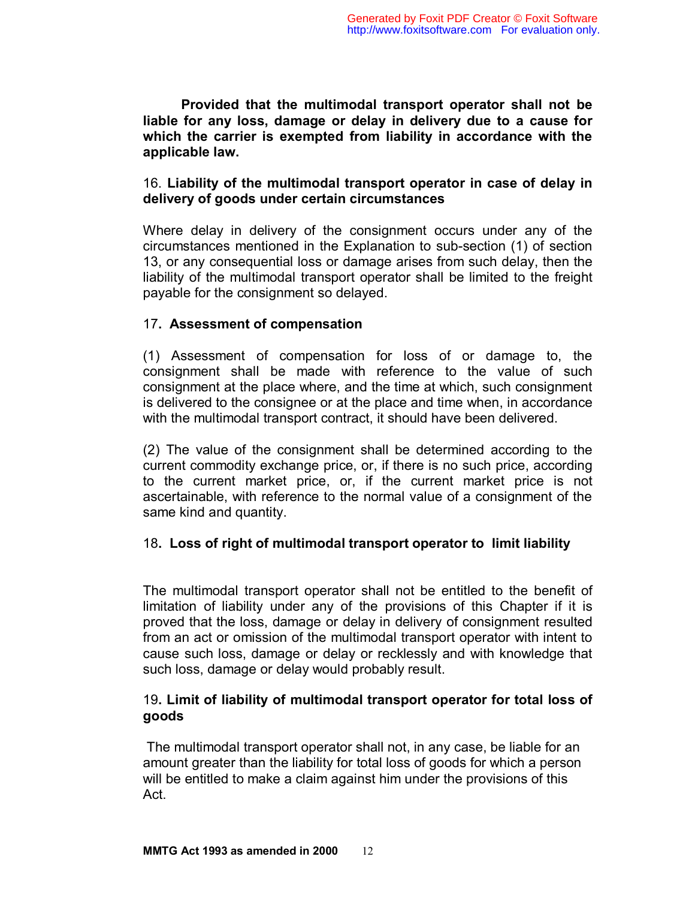**Provided that the multimodal transport operator shall not be liable for any loss, damage or delay in delivery due to a cause for which the carrier is exempted from liability in accordance with the applicable law.**

16. **Liability of the multimodal transport operator in case of delay in delivery of goods under certain circumstances**

Where delay in delivery of the consignment occurs under any of the circumstances mentioned in the Explanation to sub-section (1) of section 13, or any consequential loss or damage arises from such delay, then the liability of the multimodal transport operator shall be limited to the freight payable for the consignment so delayed.

17**. Assessment of compensation**

(1) Assessment of compensation for loss of or damage to, the consignment shall be made with reference to the value of such consignment at the place where, and the time at which, such consignment is delivered to the consignee or at the place and time when, in accordance with the multimodal transport contract, it should have been delivered.

(2) The value of the consignment shall be determined according to the current commodity exchange price, or, if there is no such price, according to the current market price, or, if the current market price is not ascertainable, with reference to the normal value of a consignment of the same kind and quantity.

18**. Loss of right of multimodal transport operator to limit liability**

The multimodal transport operator shall not be entitled to the benefit of limitation of liability under any of the provisions of this Chapter if it is proved that the loss, damage or delay in delivery of consignment resulted from an act or omission of the multimodal transport operator with intent to cause such loss, damage or delay or recklessly and with knowledge that such loss, damage or delay would probably result.

19**. Limit of liability of multimodal transport operator for total loss of goods**

The multimodal transport operator shall not, in any case, be liable for an amount greater than the liability for total loss of goods for which a person will be entitled to make a claim against him under the provisions of this Act.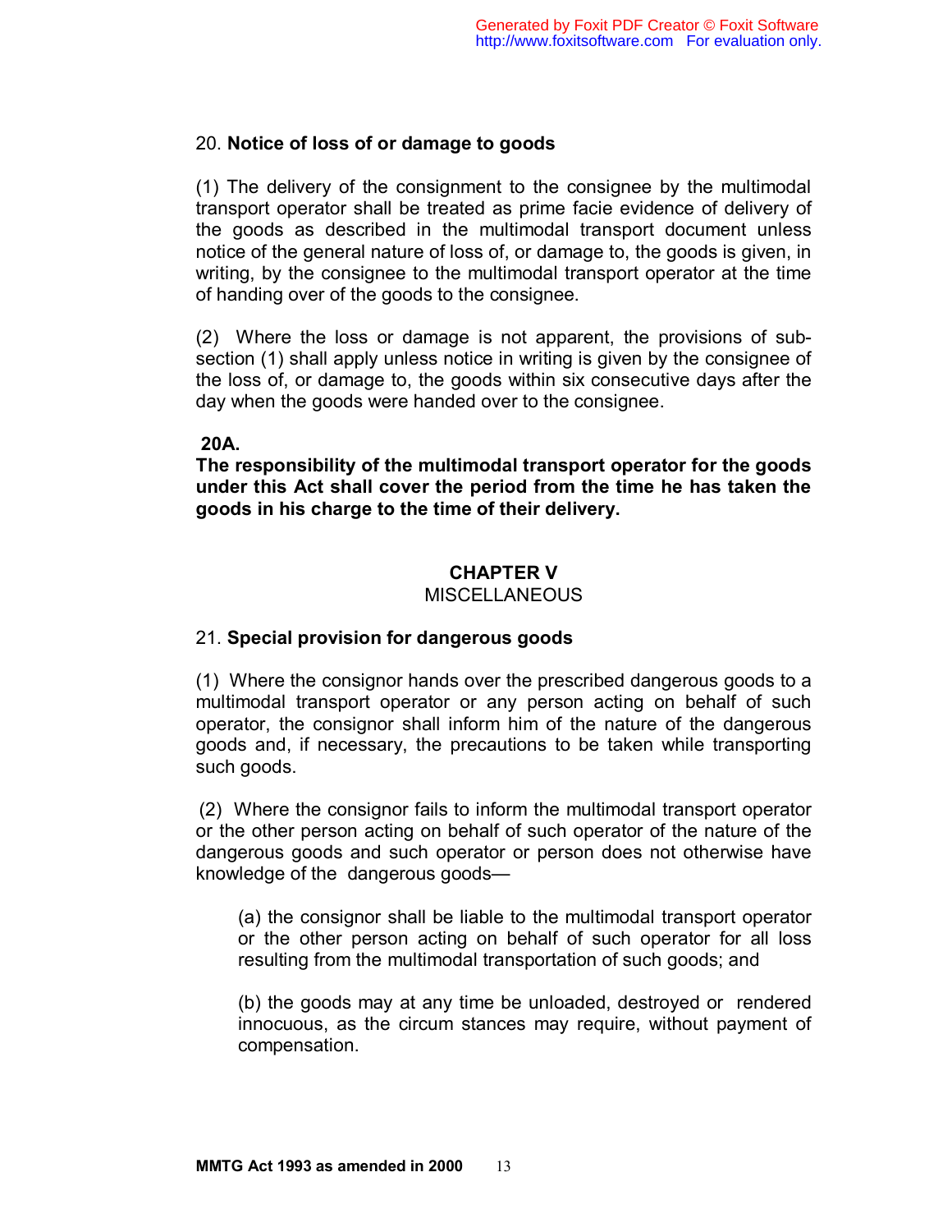### 20. **Notice of loss of or damage to goods**

(1) The delivery of the consignment to the consignee by the multimodal transport operator shall be treated as prime facie evidence of delivery of the goods as described in the multimodal transport document unless notice of the general nature of loss of, or damage to, the goods is given, in writing, by the consignee to the multimodal transport operator at the time of handing over of the goods to the consignee.

(2) Where the loss or damage is not apparent, the provisions of sub-section (1) shall apply unless notice in writing is given by the consignee of the loss of, or damage to, the goods within six consecutive days after the day when the goods were handed over to the consignee.

**20A.**

**The responsibility of the multimodal transport operator for the goods under this Act shall cover the period from the time he has taken the goods in his charge to the time of their delivery.**

## CHAPTER V
MISCELLANEOUS

### 21. **Special provision for dangerous goods**

(1) Where the consignor hands over the prescribed dangerous goods to a multimodal transport operator or any person acting on behalf of such operator, the consignor shall inform him of the nature of the dangerous goods and, if necessary, the precautions to be taken while transporting such goods.

(2) Where the consignor fails to inform the multimodal transport operator or the other person acting on behalf of such operator of the nature of the dangerous goods and such operator or person does not otherwise have knowledge of the dangerous goods—

(a) the consignor shall be liable to the multimodal transport operator or the other person acting on behalf of such operator for all loss resulting from the multimodal transportation of such goods; and

(b) the goods may at any time be unloaded, destroyed or rendered innocuous, as the circum stances may require, without payment of compensation.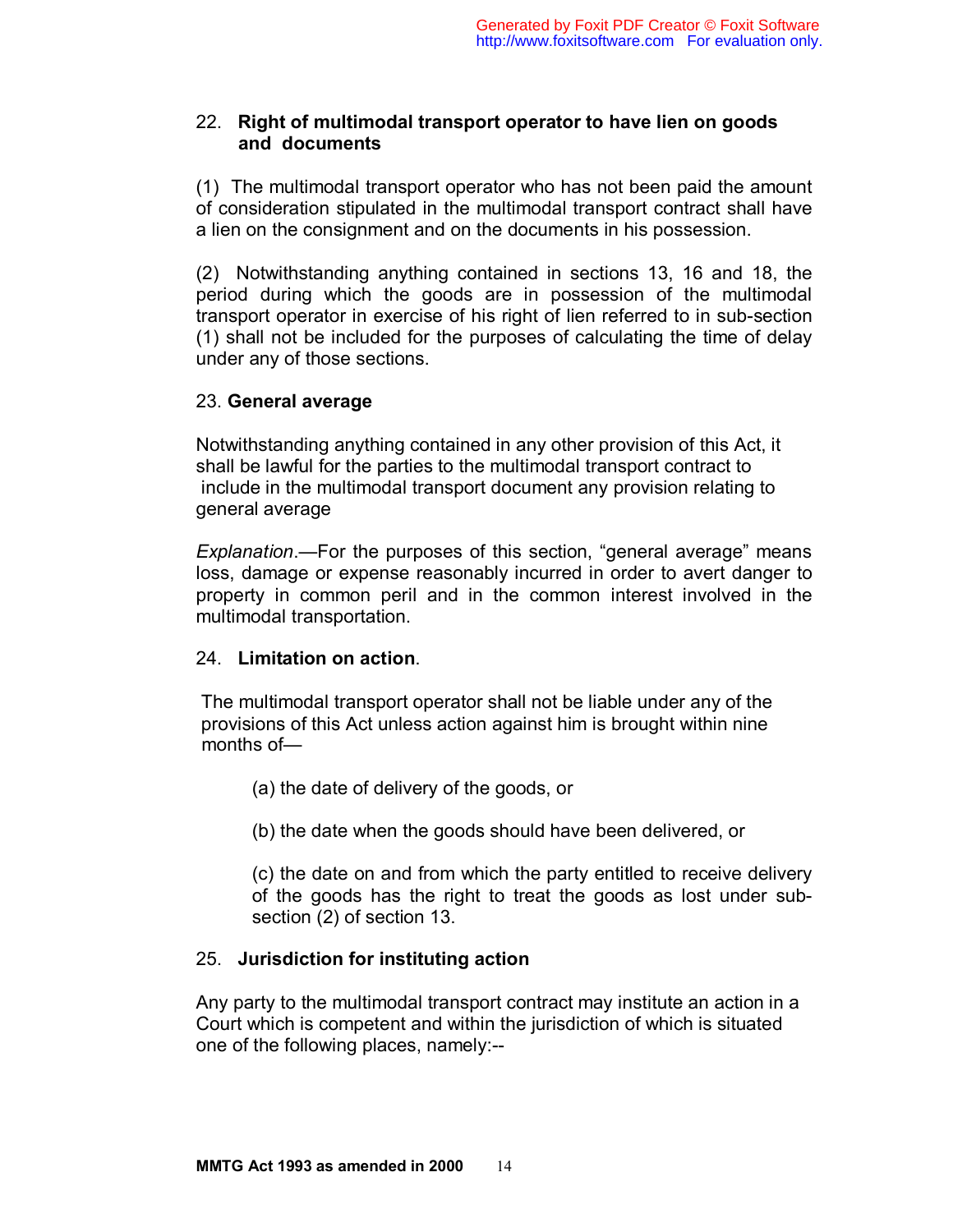## 22. Right of multimodal transport operator to have lien on goods and documents

(1) The multimodal transport operator who has not been paid the amount of consideration stipulated in the multimodal transport contract shall have a lien on the consignment and on the documents in his possession.

(2) Notwithstanding anything contained in sections 13, 16 and 18, the period during which the goods are in possession of the multimodal transport operator in exercise of his right of lien referred to in sub-section (1) shall not be included for the purposes of calculating the time of delay under any of those sections.

## 23. General average

Notwithstanding anything contained in any other provision of this Act, it shall be lawful for the parties to the multimodal transport contract to include in the multimodal transport document any provision relating to general average

*Explanation*.—For the purposes of this section, "general average" means loss, damage or expense reasonably incurred in order to avert danger to property in common peril and in the common interest involved in the multimodal transportation.

## 24. Limitation on action.

The multimodal transport operator shall not be liable under any of the provisions of this Act unless action against him is brought within nine months of—

(a) the date of delivery of the goods, or

(b) the date when the goods should have been delivered, or

(c) the date on and from which the party entitled to receive delivery of the goods has the right to treat the goods as lost under sub-section (2) of section 13.

## 25. Jurisdiction for instituting action

Any party to the multimodal transport contract may institute an action in a Court which is competent and within the jurisdiction of which is situated one of the following places, namely:--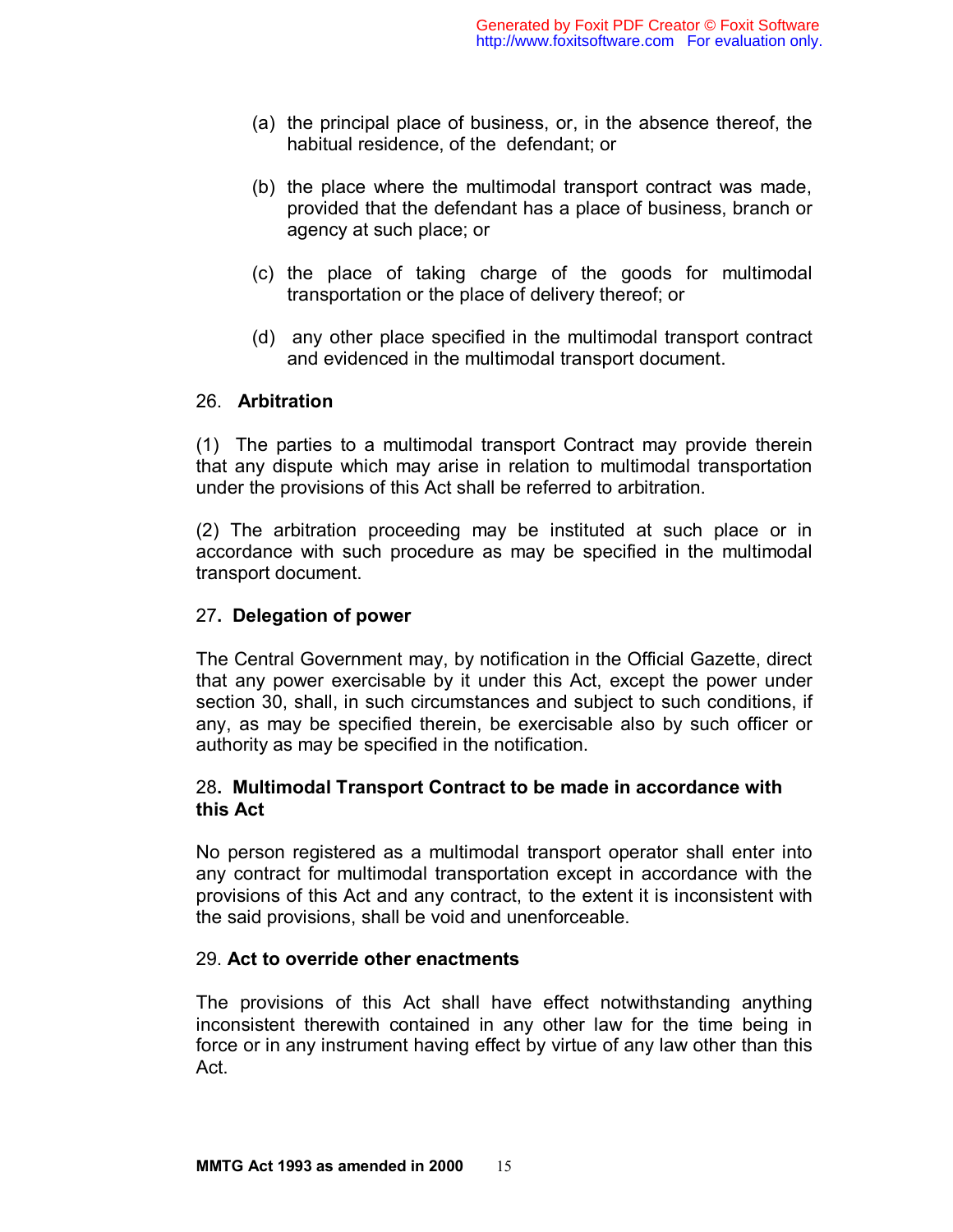(a) the principal place of business, or, in the absence thereof, the habitual residence, of the defendant; or

(b) the place where the multimodal transport contract was made, provided that the defendant has a place of business, branch or agency at such place; or

(c) the place of taking charge of the goods for multimodal transportation or the place of delivery thereof; or

(d) any other place specified in the multimodal transport contract and evidenced in the multimodal transport document.

26. **Arbitration**

(1) The parties to a multimodal transport Contract may provide therein that any dispute which may arise in relation to multimodal transportation under the provisions of this Act shall be referred to arbitration.

(2) The arbitration proceeding may be instituted at such place or in accordance with such procedure as may be specified in the multimodal transport document.

27. **Delegation of power**

The Central Government may, by notification in the Official Gazette, direct that any power exercisable by it under this Act, except the power under section 30, shall, in such circumstances and subject to such conditions, if any, as may be specified therein, be exercisable also by such officer or authority as may be specified in the notification.

28. **Multimodal Transport Contract to be made in accordance with this Act**

No person registered as a multimodal transport operator shall enter into any contract for multimodal transportation except in accordance with the provisions of this Act and any contract, to the extent it is inconsistent with the said provisions, shall be void and unenforceable.

29. **Act to override other enactments**

The provisions of this Act shall have effect notwithstanding anything inconsistent therewith contained in any other law for the time being in force or in any instrument having effect by virtue of any law other than this Act.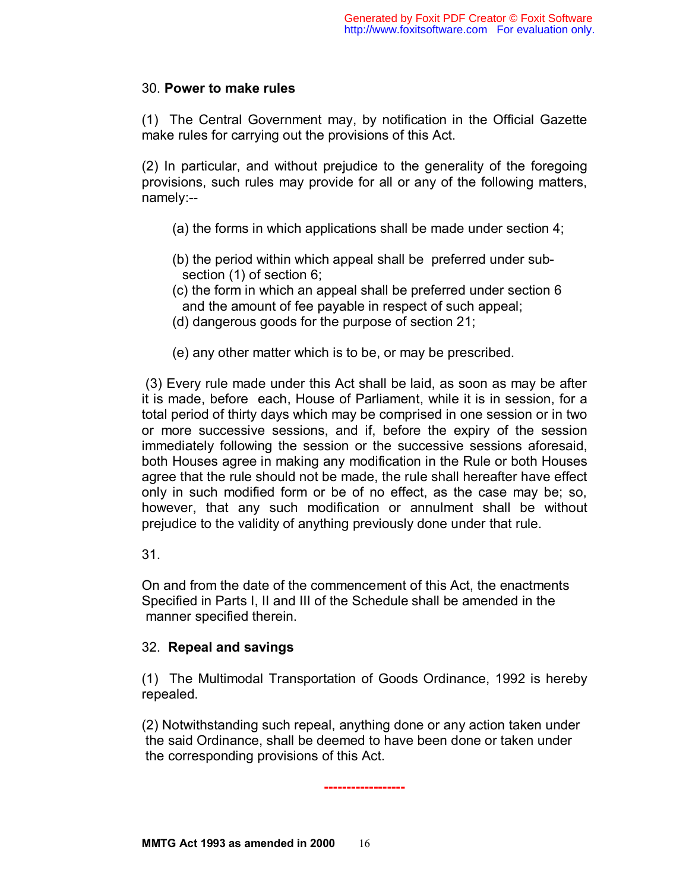30. **Power to make rules**

(1) The Central Government may, by notification in the Official Gazette make rules for carrying out the provisions of this Act.

(2) In particular, and without prejudice to the generality of the foregoing provisions, such rules may provide for all or any of the following matters, namely:--

(a) the forms in which applications shall be made under section 4;

(b) the period within which appeal shall be preferred under sub-section (1) of section 6;

(c) the form in which an appeal shall be preferred under section 6 and the amount of fee payable in respect of such appeal;

(d) dangerous goods for the purpose of section 21;

(e) any other matter which is to be, or may be prescribed.

(3) Every rule made under this Act shall be laid, as soon as may be after it is made, before each, House of Parliament, while it is in session, for a total period of thirty days which may be comprised in one session or in two or more successive sessions, and if, before the expiry of the session immediately following the session or the successive sessions aforesaid, both Houses agree in making any modification in the Rule or both Houses agree that the rule should not be made, the rule shall hereafter have effect only in such modified form or be of no effect, as the case may be; so, however, that any such modification or annulment shall be without prejudice to the validity of anything previously done under that rule.

31.

On and from the date of the commencement of this Act, the enactments Specified in Parts I, II and III of the Schedule shall be amended in the manner specified therein.

32. **Repeal and savings**

(1) The Multimodal Transportation of Goods Ordinance, 1992 is hereby repealed.

(2) Notwithstanding such repeal, anything done or any action taken under the said Ordinance, shall be deemed to have been done or taken under the corresponding provisions of this Act.

------------------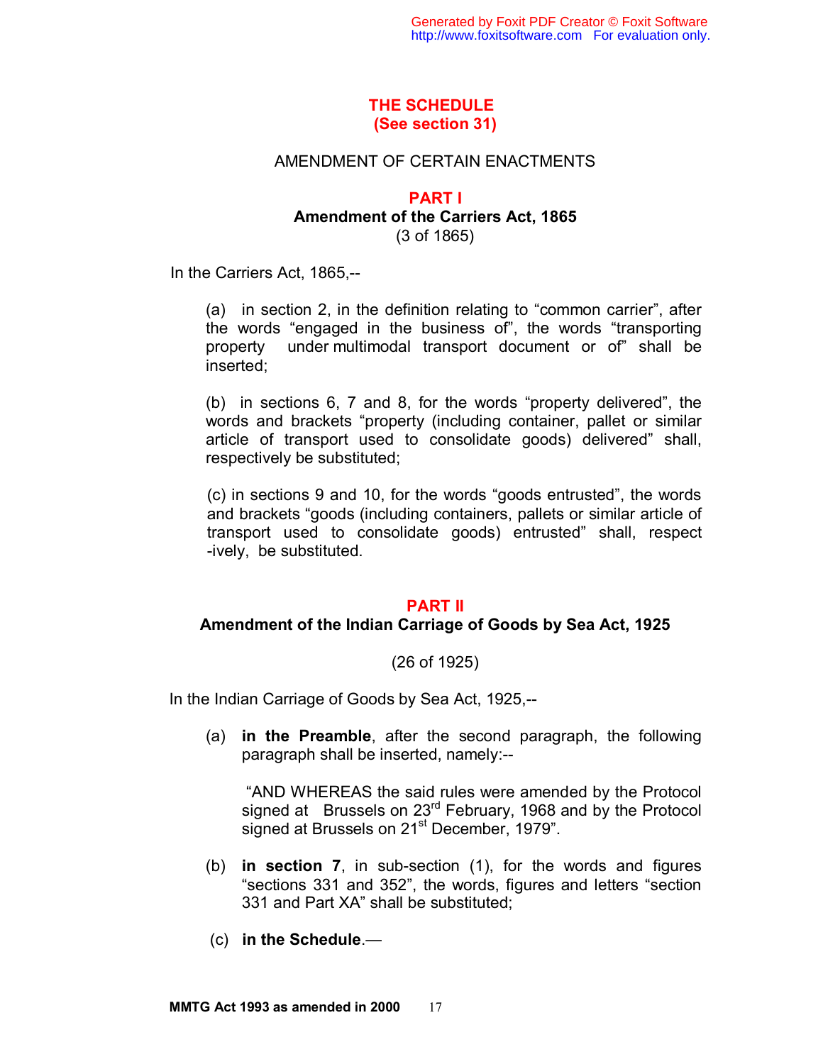## THE SCHEDULE
**(See section 31)**

AMENDMENT OF CERTAIN ENACTMENTS

### PART I
**Amendment of the Carriers Act, 1865**
(3 of 1865)

In the Carriers Act, 1865,--

(a) in section 2, in the definition relating to "common carrier", after the words "engaged in the business of", the words "transporting property under multimodal transport document or of" shall be inserted;

(b) in sections 6, 7 and 8, for the words "property delivered", the words and brackets "property (including container, pallet or similar article of transport used to consolidate goods) delivered" shall, respectively be substituted;

(c) in sections 9 and 10, for the words "goods entrusted", the words and brackets "goods (including containers, pallets or similar article of transport used to consolidate goods) entrusted" shall, respect -ively, be substituted.

### PART II
**Amendment of the Indian Carriage of Goods by Sea Act, 1925**

(26 of 1925)

In the Indian Carriage of Goods by Sea Act, 1925,--

(a) **in the Preamble**, after the second paragraph, the following paragraph shall be inserted, namely:--

"AND WHEREAS the said rules were amended by the Protocol signed at Brussels on 23rd February, 1968 and by the Protocol signed at Brussels on 21st December, 1979".

(b) **in section 7**, in sub-section (1), for the words and figures "sections 331 and 352", the words, figures and letters "section 331 and Part XA" shall be substituted;

(c) **in the Schedule**.—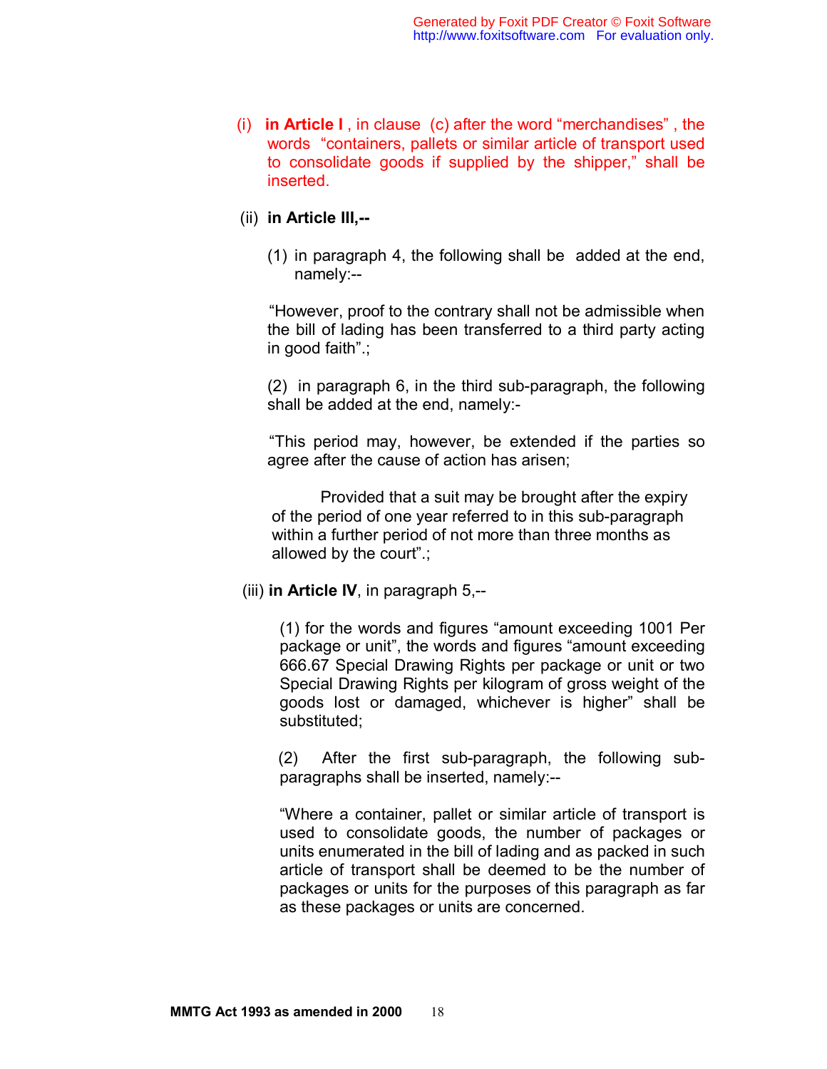(i) **in Article I** , in clause (c) after the word "merchandises" , the words "containers, pallets or similar article of transport used to consolidate goods if supplied by the shipper," shall be inserted.

(ii) **in Article III,--**

(1) in paragraph 4, the following shall be added at the end, namely:--

"However, proof to the contrary shall not be admissible when the bill of lading has been transferred to a third party acting in good faith".;

(2) in paragraph 6, in the third sub-paragraph, the following shall be added at the end, namely:-

"This period may, however, be extended if the parties so agree after the cause of action has arisen;

Provided that a suit may be brought after the expiry of the period of one year referred to in this sub-paragraph within a further period of not more than three months as allowed by the court".;

(iii) **in Article IV**, in paragraph 5,--

(1) for the words and figures "amount exceeding 1001 Per package or unit", the words and figures "amount exceeding 666.67 Special Drawing Rights per package or unit or two Special Drawing Rights per kilogram of gross weight of the goods lost or damaged, whichever is higher" shall be substituted;

(2) After the first sub-paragraph, the following sub-paragraphs shall be inserted, namely:--

"Where a container, pallet or similar article of transport is used to consolidate goods, the number of packages or units enumerated in the bill of lading and as packed in such article of transport shall be deemed to be the number of packages or units for the purposes of this paragraph as far as these packages or units are concerned.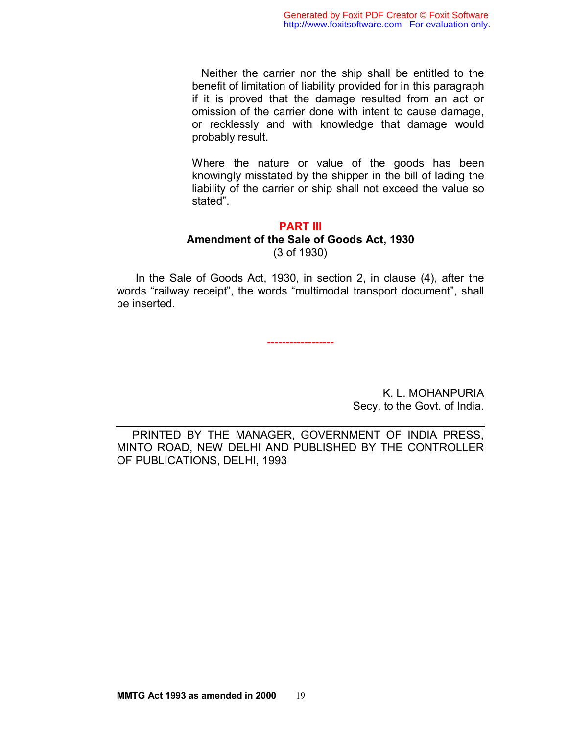Neither the carrier nor the ship shall be entitled to the benefit of limitation of liability provided for in this paragraph if it is proved that the damage resulted from an act or omission of the carrier done with intent to cause damage, or recklessly and with knowledge that damage would probably result.

Where the nature or value of the goods has been knowingly misstated by the shipper in the bill of lading the liability of the carrier or ship shall not exceed the value so stated".

## PART III

### Amendment of the Sale of Goods Act, 1930

(3 of 1930)

In the Sale of Goods Act, 1930, in section 2, in clause (4), after the words "railway receipt", the words "multimodal transport document", shall be inserted.

-----------------

K. L. MOHANPURIA
Secy. to the Govt. of India.

PRINTED BY THE MANAGER, GOVERNMENT OF INDIA PRESS, MINTO ROAD, NEW DELHI AND PUBLISHED BY THE CONTROLLER OF PUBLICATIONS, DELHI, 1993